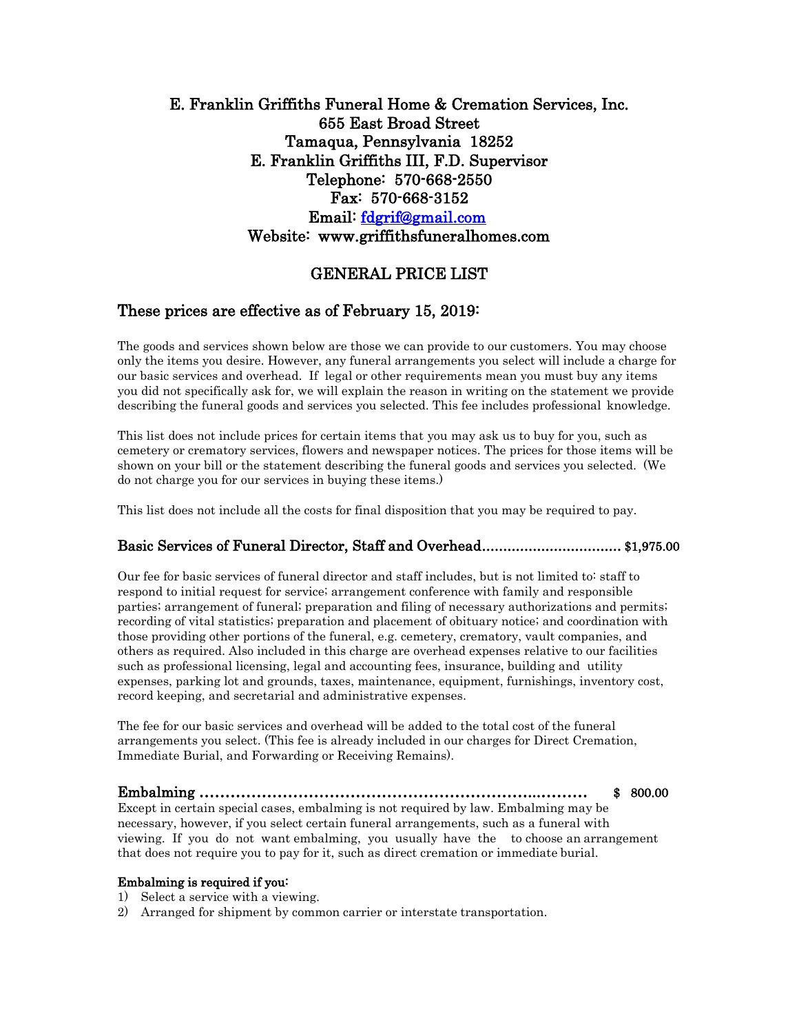# E. Franklin Griffiths Funeral Home & Cremation Services, Inc.

**655 East Broad Street**
**Tamaqua, Pennsylvania 18252**
**E. Franklin Griffiths III, F.D. Supervisor**
**Telephone: 570-668-2550**
**Fax: 570-668-3152**
**Email: fdgrif@gmail.com**
**Website: www.griffithsfuneralhomes.com**

## GENERAL PRICE LIST

## These prices are effective as of February 15, 2019:

The goods and services shown below are those we can provide to our customers. You may choose only the items you desire. However, any funeral arrangements you select will include a charge for our basic services and overhead. If legal or other requirements mean you must buy any items you did not specifically ask for, we will explain the reason in writing on the statement we provide describing the funeral goods and services you selected. This fee includes professional knowledge.

This list does not include prices for certain items that you may ask us to buy for you, such as cemetery or crematory services, flowers and newspaper notices. The prices for those items will be shown on your bill or the statement describing the funeral goods and services you selected. (We do not charge you for our services in buying these items.)

This list does not include all the costs for final disposition that you may be required to pay.

### Basic Services of Funeral Director, Staff and Overhead................................ $1,975.00

Our fee for basic services of funeral director and staff includes, but is not limited to: staff to respond to initial request for service; arrangement conference with family and responsible parties; arrangement of funeral; preparation and filing of necessary authorizations and permits; recording of vital statistics; preparation and placement of obituary notice; and coordination with those providing other portions of the funeral, e.g. cemetery, crematory, vault companies, and others as required. Also included in this charge are overhead expenses relative to our facilities such as professional licensing, legal and accounting fees, insurance, building and utility expenses, parking lot and grounds, taxes, maintenance, equipment, furnishings, inventory cost, record keeping, and secretarial and administrative expenses.

The fee for our basic services and overhead will be added to the total cost of the funeral arrangements you select. (This fee is already included in our charges for Direct Cremation, Immediate Burial, and Forwarding or Receiving Remains).

### Embalming ........................................................................ $ 800.00

Except in certain special cases, embalming is not required by law. Embalming may be necessary, however, if you select certain funeral arrangements, such as a funeral with viewing. If you do not want embalming, you usually have the to choose an arrangement that does not require you to pay for it, such as direct cremation or immediate burial.

**Embalming is required if you:**

1) Select a service with a viewing.
2) Arranged for shipment by common carrier or interstate transportation.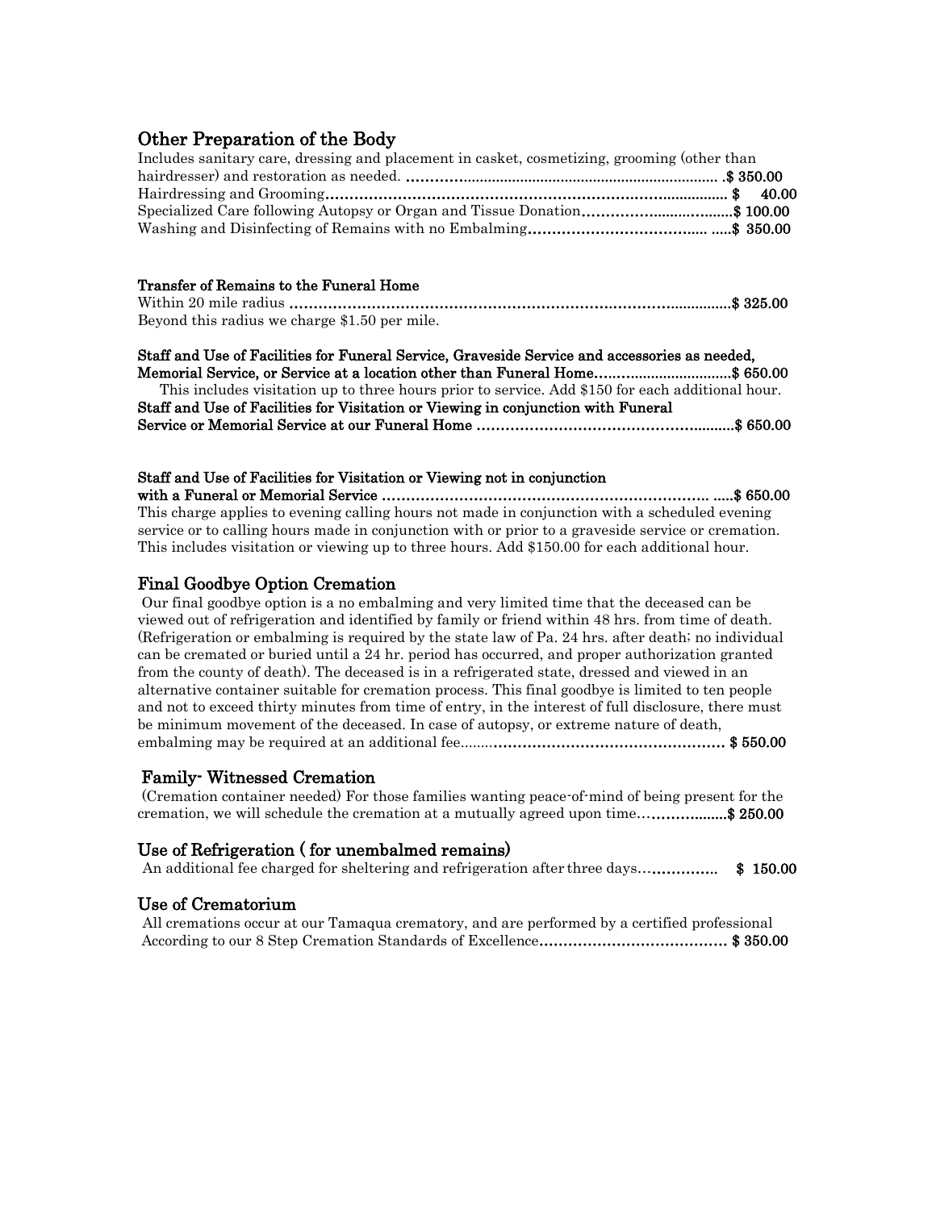## Other Preparation of the Body

Includes sanitary care, dressing and placement in casket, cosmetizing, grooming (other than hairdresser) and restoration as needed. ........................................................................... **$ 350.00**

Hairdressing and Grooming................................................................................ **$ 40.00**

Specialized Care following Autopsy or Organ and Tissue Donation.................................**$ 100.00**

Washing and Disinfecting of Remains with no Embalming......................................... **$ 350.00**

**Transfer of Remains to the Funeral Home**

Within 20 mile radius ............................................................................................**$ 325.00**

Beyond this radius we charge $1.50 per mile.

**Staff and Use of Facilities for Funeral Service, Graveside Service and accessories as needed, Memorial Service, or Service at a location other than Funeral Home................................$ 650.00**

This includes visitation up to three hours prior to service. Add $150 for each additional hour.

**Staff and Use of Facilities for Visitation or Viewing in conjunction with Funeral Service or Memorial Service at our Funeral Home ......................................................$ 650.00**

**Staff and Use of Facilities for Visitation or Viewing not in conjunction with a Funeral or Memorial Service .....................................................................$ 650.00**

This charge applies to evening calling hours not made in conjunction with a scheduled evening service or to calling hours made in conjunction with or prior to a graveside service or cremation. This includes visitation or viewing up to three hours. Add $150.00 for each additional hour.

## Final Goodbye Option Cremation

Our final goodbye option is a no embalming and very limited time that the deceased can be viewed out of refrigeration and identified by family or friend within 48 hrs. from time of death. (Refrigeration or embalming is required by the state law of Pa. 24 hrs. after death; no individual can be cremated or buried until a 24 hr. period has occurred, and proper authorization granted from the county of death). The deceased is in a refrigerated state, dressed and viewed in an alternative container suitable for cremation process. This final goodbye is limited to ten people and not to exceed thirty minutes from time of entry, in the interest of full disclosure, there must be minimum movement of the deceased. In case of autopsy, or extreme nature of death, embalming may be required at an additional fee......................................................... **$ 550.00**

## Family- Witnessed Cremation

(Cremation container needed) For those families wanting peace-of-mind of being present for the cremation, we will schedule the cremation at a mutually agreed upon time.....................**$ 250.00**

## Use of Refrigeration ( for unembalmed remains)

An additional fee charged for sheltering and refrigeration after three days................. **$ 150.00**

## Use of Crematorium

All cremations occur at our Tamaqua crematory, and are performed by a certified professional According to our 8 Step Cremation Standards of Excellence....................................... **$ 350.00**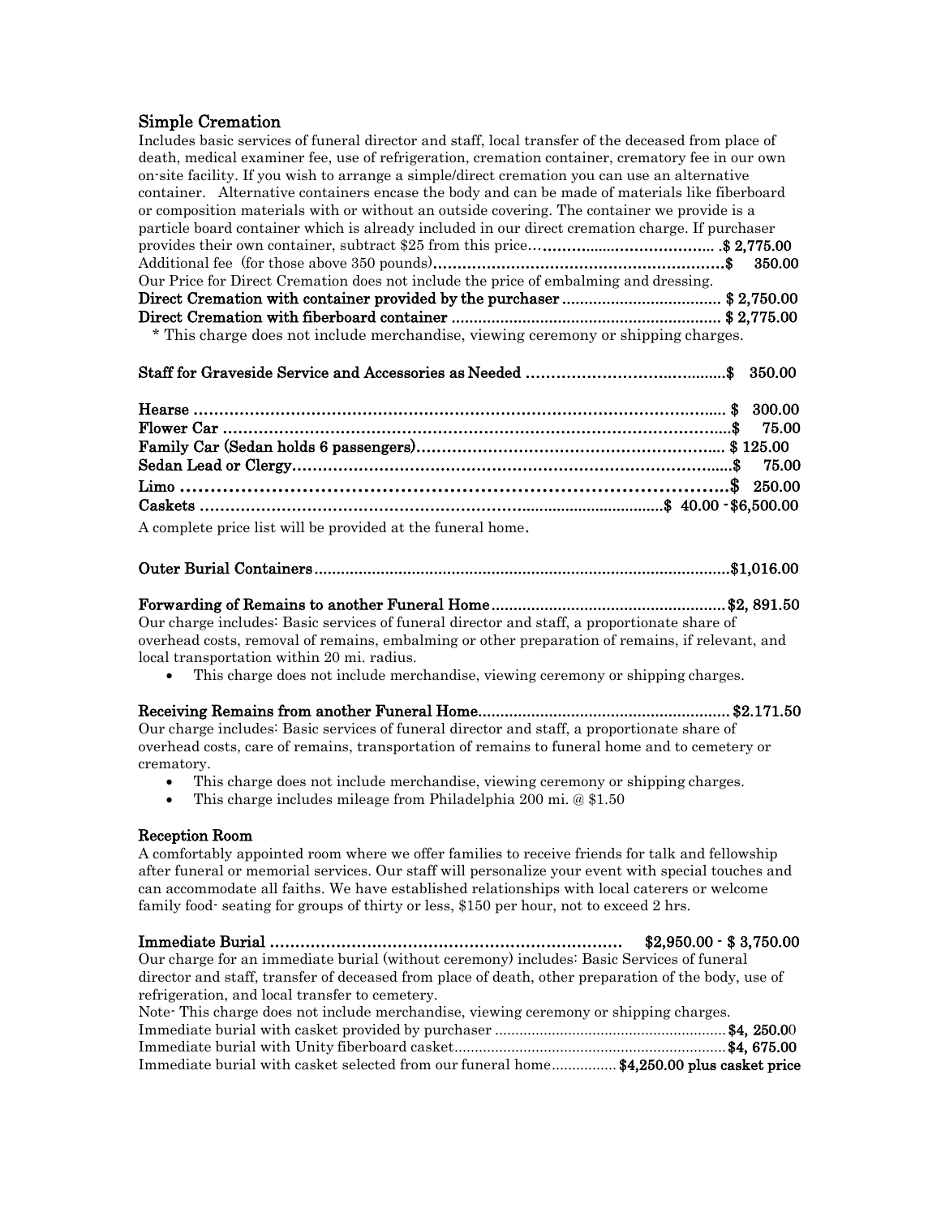## Simple Cremation

Includes basic services of funeral director and staff, local transfer of the deceased from place of death, medical examiner fee, use of refrigeration, cremation container, crematory fee in our own on-site facility. If you wish to arrange a simple/direct cremation you can use an alternative container. Alternative containers encase the body and can be made of materials like fiberboard or composition materials with or without an outside covering. The container we provide is a particle board container which is already included in our direct cremation charge. If purchaser provides their own container, subtract $25 from this price…………………………………. **$ 2,775.00**

Additional fee (for those above 350 pounds)…………………………………………………**$ 350.00**

Our Price for Direct Cremation does not include the price of embalming and dressing.

**Direct Cremation with container provided by the purchaser ................................. $ 2,750.00**

**Direct Cremation with fiberboard container ........................................................ $ 2,775.00**

\* This charge does not include merchandise, viewing ceremony or shipping charges.

**Staff for Graveside Service and Accessories as Needed ………………………………$ 350.00**

**Hearse …………………………………………………………………………………… $ 300.00**

**Flower Car ………………………………………………………………………………$ 75.00**

**Family Car (Sedan holds 6 passengers)……………………………………………… $ 125.00**

**Sedan Lead or Clergy……………………………………………………………………$ 75.00**

**Limo ………………………………………………………………………………$ 250.00**

**Caskets ……………………………………………………………………$ 40.00 - $6,500.00**

A complete price list will be provided at the funeral home.

**Outer Burial Containers…………………………………………………………………$1,016.00**

**Forwarding of Remains to another Funeral Home…………………………………$2, 891.50**

Our charge includes: Basic services of funeral director and staff, a proportionate share of overhead costs, removal of remains, embalming or other preparation of remains, if relevant, and local transportation within 20 mi. radius.

- This charge does not include merchandise, viewing ceremony or shipping charges.

**Receiving Remains from another Funeral Home……………………………………$2.171.50**

Our charge includes: Basic services of funeral director and staff, a proportionate share of overhead costs, care of remains, transportation of remains to funeral home and to cemetery or crematory.

- This charge does not include merchandise, viewing ceremony or shipping charges.
- This charge includes mileage from Philadelphia 200 mi. @ $1.50

**Reception Room**

A comfortably appointed room where we offer families to receive friends for talk and fellowship after funeral or memorial services. Our staff will personalize your event with special touches and can accommodate all faiths. We have established relationships with local caterers or welcome family food- seating for groups of thirty or less, $150 per hour, not to exceed 2 hrs.

**Immediate Burial ………………………………………………………… $2,950.00 - $ 3,750.00**

Our charge for an immediate burial (without ceremony) includes: Basic Services of funeral director and staff, transfer of deceased from place of death, other preparation of the body, use of refrigeration, and local transfer to cemetery.

Note- This charge does not include merchandise, viewing ceremony or shipping charges.

Immediate burial with casket provided by purchaser ……………………………………**$4, 250.00**

Immediate burial with Unity fiberboard casket……………………………………………**$4, 675.00**

Immediate burial with casket selected from our funeral home……………**$4,250.00 plus casket price**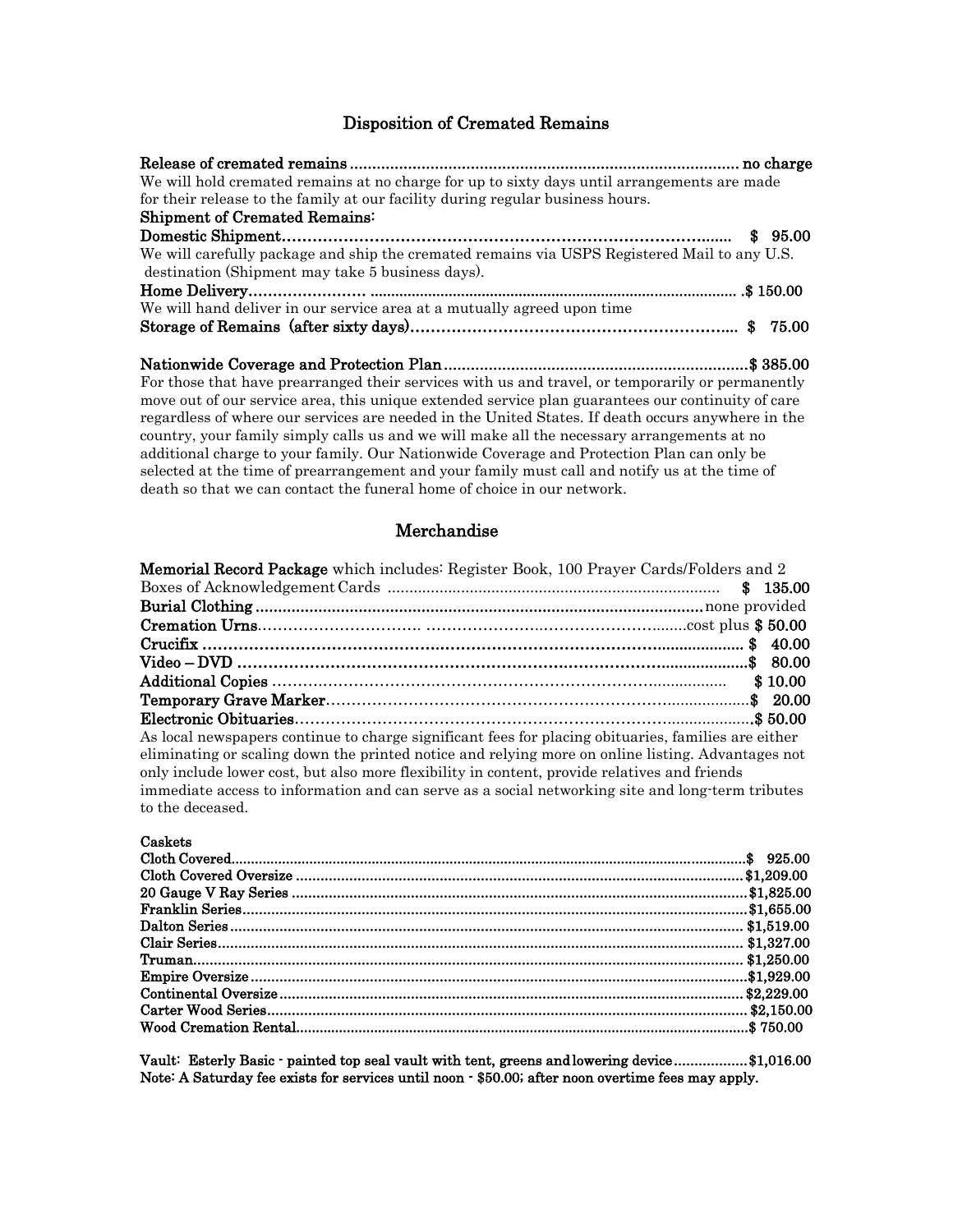## Disposition of Cremated Remains

**Release of cremated remains** ........................................................................................ no charge

We will hold cremated remains at no charge for up to sixty days until arrangements are made for their release to the family at our facility during regular business hours.

**Shipment of Cremated Remains:**

**Domestic Shipment**......................................................................................... $ 95.00

We will carefully package and ship the cremated remains via USPS Registered Mail to any U.S. destination (Shipment may take 5 business days).

**Home Delivery**.................................................................................................. $ 150.00

We will hand deliver in our service area at a mutually agreed upon time

**Storage of Remains (after sixty days)**............................................................... $ 75.00

**Nationwide Coverage and Protection Plan**.......................................................... $ 385.00

For those that have prearranged their services with us and travel, or temporarily or permanently move out of our service area, this unique extended service plan guarantees our continuity of care regardless of where our services are needed in the United States. If death occurs anywhere in the country, your family simply calls us and we will make all the necessary arrangements at no additional charge to your family. Our Nationwide Coverage and Protection Plan can only be selected at the time of prearrangement and your family must call and notify us at the time of death so that we can contact the funeral home of choice in our network.

## Merchandise

**Memorial Record Package** which includes: Register Book, 100 Prayer Cards/Folders and 2 Boxes of Acknowledgement Cards ........................................................................... **$ 135.00**

**Burial Clothing**........................................................................................................ none provided

**Cremation Urns**.................................................................................................... cost plus **$ 50.00**

**Crucifix**.................................................................................................................. **$ 40.00**

**Video – DVD**.......................................................................................................... **$ 80.00**

**Additional Copies**.................................................................................................. **$ 10.00**

**Temporary Grave Marker**....................................................................................... **$ 20.00**

**Electronic Obituaries**.............................................................................................. **$ 50.00**

As local newspapers continue to charge significant fees for placing obituaries, families are either eliminating or scaling down the printed notice and relying more on online listing. Advantages not only include lower cost, but also more flexibility in content, provide relatives and friends immediate access to information and can serve as a social networking site and long-term tributes to the deceased.

**Caskets**

**Cloth Covered**.......................................................................................................... **$ 925.00**

**Cloth Covered Oversize**........................................................................................... **$1,209.00**

**20 Gauge V Ray Series**............................................................................................ **$1,825.00**

**Franklin Series**......................................................................................................... **$1,655.00**

**Dalton Series**............................................................................................................ **$1,519.00**

**Clair Series**.............................................................................................................. **$1,327.00**

**Truman**..................................................................................................................... **$1,250.00**

**Empire Oversize**....................................................................................................... **$1,929.00**

**Continental Oversize**................................................................................................. **$2,229.00**

**Carter Wood Series**.................................................................................................... **$2,150.00**

**Wood Cremation Rental**............................................................................................. **$ 750.00**

**Vault: Esterly Basic - painted top seal vault with tent, greens and lowering device**.................. **$1,016.00**

**Note: A Saturday fee exists for services until noon - $50.00; after noon overtime fees may apply.**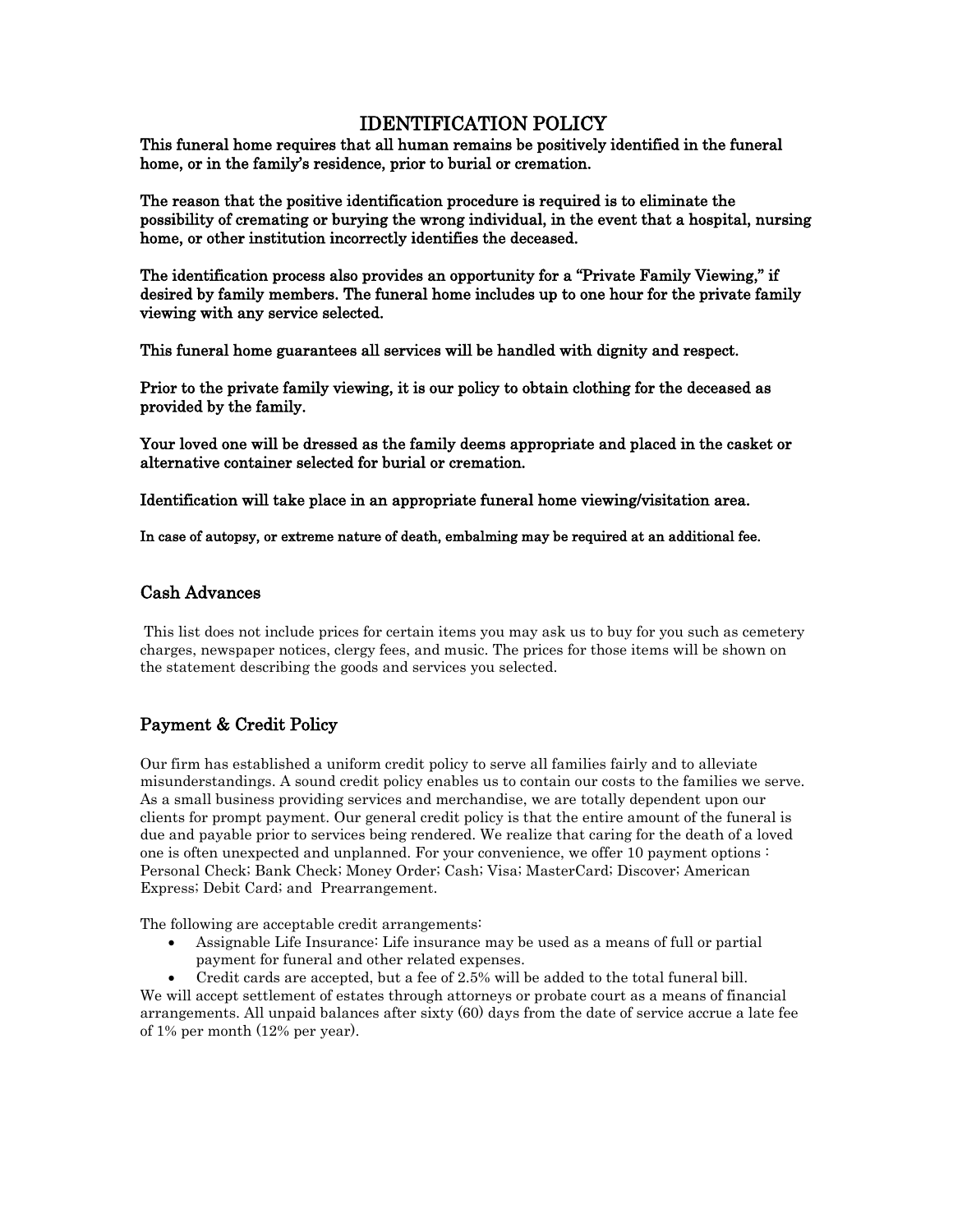# IDENTIFICATION POLICY

**This funeral home requires that all human remains be positively identified in the funeral home, or in the family's residence, prior to burial or cremation.**

**The reason that the positive identification procedure is required is to eliminate the possibility of cremating or burying the wrong individual, in the event that a hospital, nursing home, or other institution incorrectly identifies the deceased.**

**The identification process also provides an opportunity for a "Private Family Viewing," if desired by family members. The funeral home includes up to one hour for the private family viewing with any service selected.**

**This funeral home guarantees all services will be handled with dignity and respect.**

**Prior to the private family viewing, it is our policy to obtain clothing for the deceased as provided by the family.**

**Your loved one will be dressed as the family deems appropriate and placed in the casket or alternative container selected for burial or cremation.**

**Identification will take place in an appropriate funeral home viewing/visitation area.**

**In case of autopsy, or extreme nature of death, embalming may be required at an additional fee.**

## Cash Advances

This list does not include prices for certain items you may ask us to buy for you such as cemetery charges, newspaper notices, clergy fees, and music. The prices for those items will be shown on the statement describing the goods and services you selected.

## Payment & Credit Policy

Our firm has established a uniform credit policy to serve all families fairly and to alleviate misunderstandings. A sound credit policy enables us to contain our costs to the families we serve. As a small business providing services and merchandise, we are totally dependent upon our clients for prompt payment. Our general credit policy is that the entire amount of the funeral is due and payable prior to services being rendered. We realize that caring for the death of a loved one is often unexpected and unplanned. For your convenience, we offer 10 payment options : Personal Check; Bank Check; Money Order; Cash; Visa; MasterCard; Discover; American Express; Debit Card; and Prearrangement.

The following are acceptable credit arrangements:

- Assignable Life Insurance: Life insurance may be used as a means of full or partial payment for funeral and other related expenses.
- Credit cards are accepted, but a fee of 2.5% will be added to the total funeral bill.

We will accept settlement of estates through attorneys or probate court as a means of financial arrangements. All unpaid balances after sixty (60) days from the date of service accrue a late fee of 1% per month (12% per year).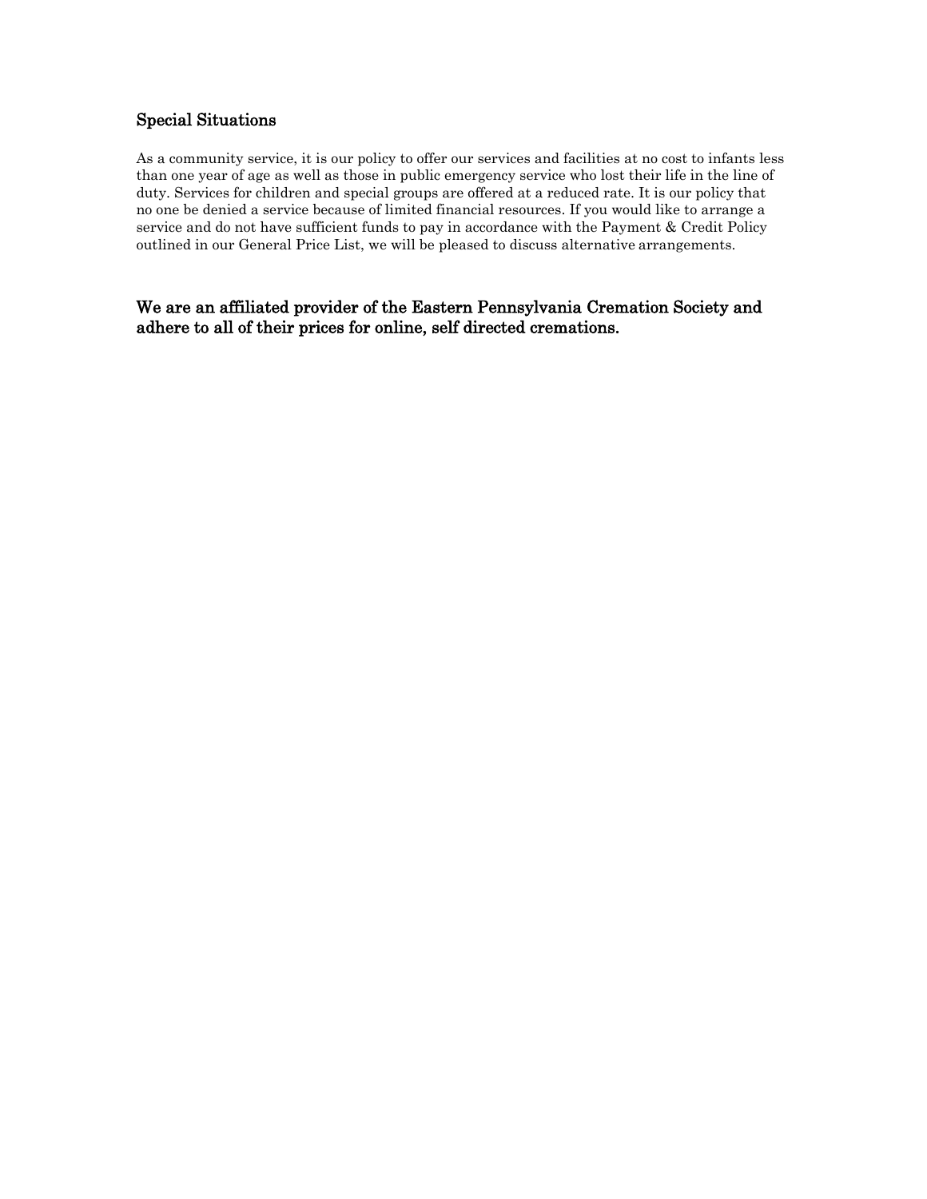## Special Situations

As a community service, it is our policy to offer our services and facilities at no cost to infants less than one year of age as well as those in public emergency service who lost their life in the line of duty. Services for children and special groups are offered at a reduced rate. It is our policy that no one be denied a service because of limited financial resources. If you would like to arrange a service and do not have sufficient funds to pay in accordance with the Payment & Credit Policy outlined in our General Price List, we will be pleased to discuss alternative arrangements.

**We are an affiliated provider of the Eastern Pennsylvania Cremation Society and adhere to all of their prices for online, self directed cremations.**